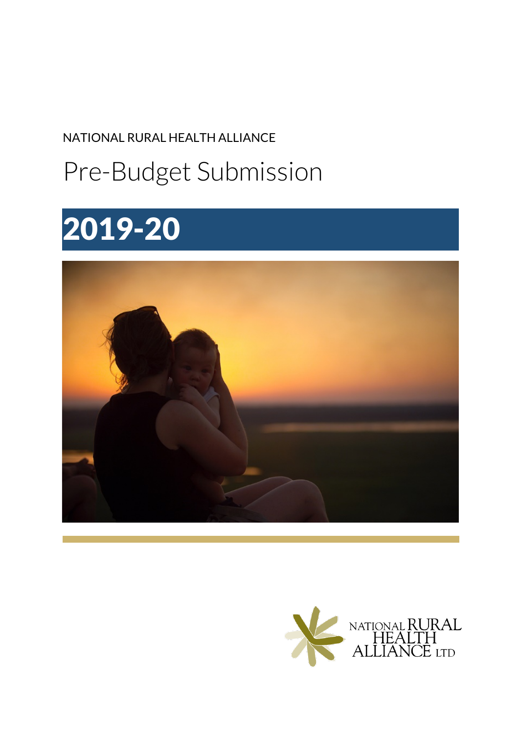NATIONAL RURAL HEALTH ALLIANCE

# Pre-Budget Submission

# 2019-20

NATIONAL RURAL HEALTH ALLIANCE LTD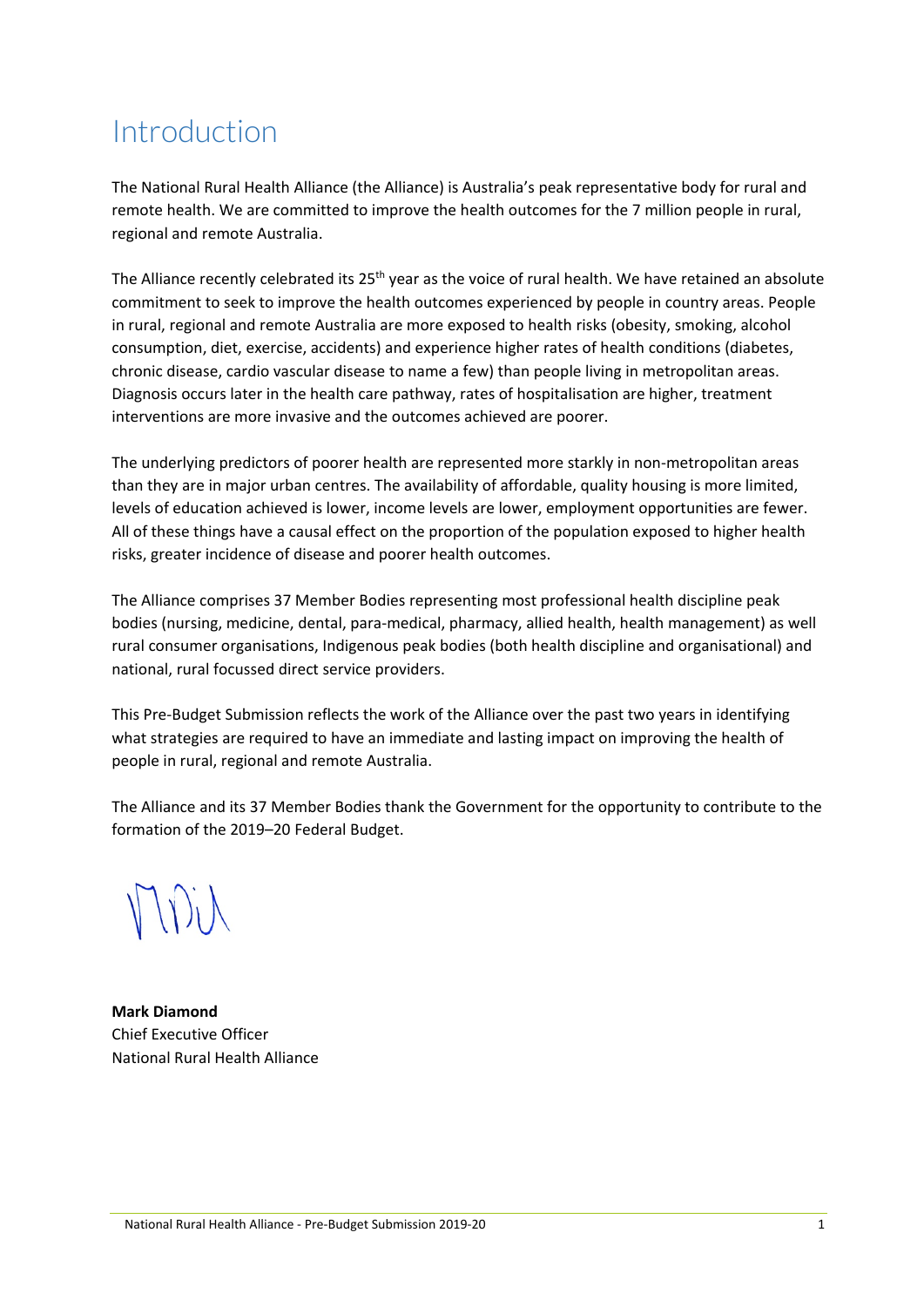# Introduction

The National Rural Health Alliance (the Alliance) is Australia's peak representative body for rural and remote health. We are committed to improve the health outcomes for the 7 million people in rural, regional and remote Australia.

The Alliance recently celebrated its 25th year as the voice of rural health. We have retained an absolute commitment to seek to improve the health outcomes experienced by people in country areas. People in rural, regional and remote Australia are more exposed to health risks (obesity, smoking, alcohol consumption, diet, exercise, accidents) and experience higher rates of health conditions (diabetes, chronic disease, cardio vascular disease to name a few) than people living in metropolitan areas. Diagnosis occurs later in the health care pathway, rates of hospitalisation are higher, treatment interventions are more invasive and the outcomes achieved are poorer.

The underlying predictors of poorer health are represented more starkly in non-metropolitan areas than they are in major urban centres. The availability of affordable, quality housing is more limited, levels of education achieved is lower, income levels are lower, employment opportunities are fewer. All of these things have a causal effect on the proportion of the population exposed to higher health risks, greater incidence of disease and poorer health outcomes.

The Alliance comprises 37 Member Bodies representing most professional health discipline peak bodies (nursing, medicine, dental, para-medical, pharmacy, allied health, health management) as well rural consumer organisations, Indigenous peak bodies (both health discipline and organisational) and national, rural focussed direct service providers.

This Pre-Budget Submission reflects the work of the Alliance over the past two years in identifying what strategies are required to have an immediate and lasting impact on improving the health of people in rural, regional and remote Australia.

The Alliance and its 37 Member Bodies thank the Government for the opportunity to contribute to the formation of the 2019–20 Federal Budget.

**Mark Diamond**
Chief Executive Officer
National Rural Health Alliance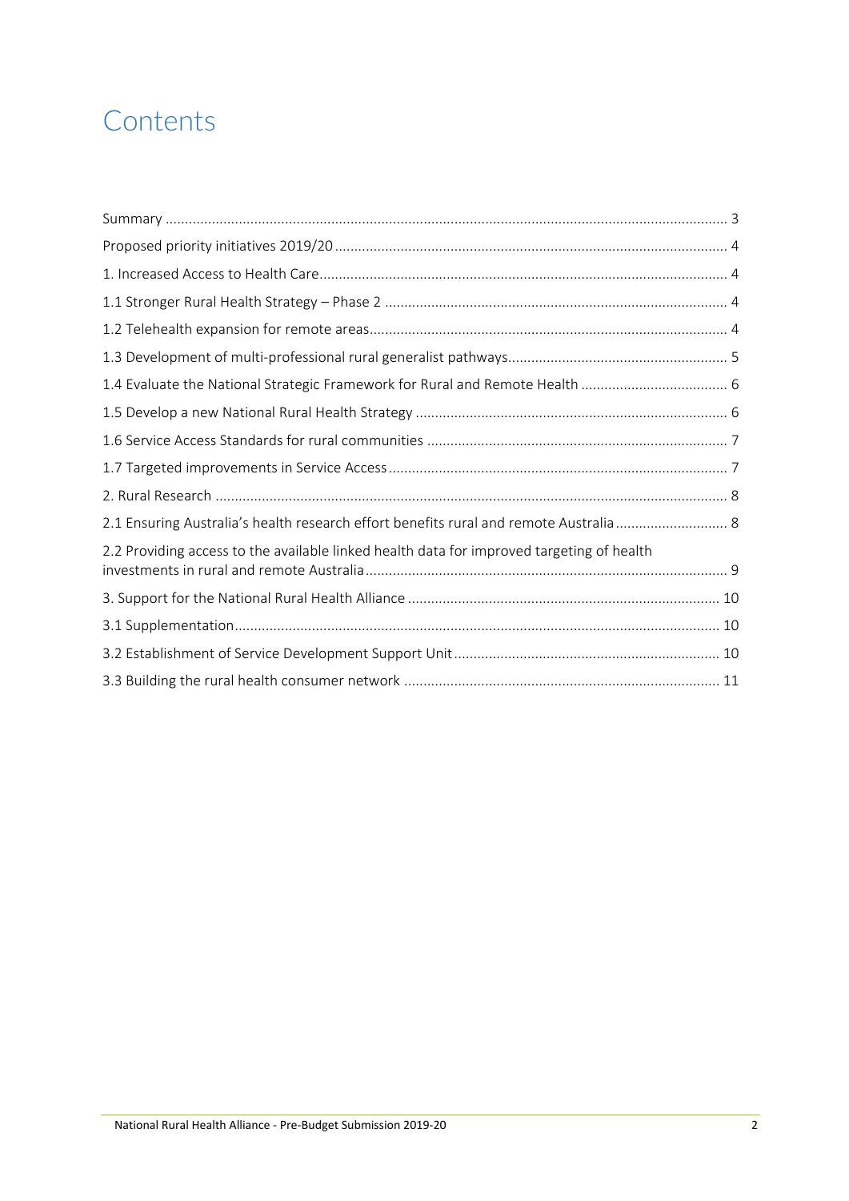# Contents

Summary ... 3

Proposed priority initiatives 2019/20 ... 4

1. Increased Access to Health Care ... 4

1.1 Stronger Rural Health Strategy – Phase 2 ... 4

1.2 Telehealth expansion for remote areas ... 4

1.3 Development of multi-professional rural generalist pathways ... 5

1.4 Evaluate the National Strategic Framework for Rural and Remote Health ... 6

1.5 Develop a new National Rural Health Strategy ... 6

1.6 Service Access Standards for rural communities ... 7

1.7 Targeted improvements in Service Access ... 7

2. Rural Research ... 8

2.1 Ensuring Australia's health research effort benefits rural and remote Australia ... 8

2.2 Providing access to the available linked health data for improved targeting of health investments in rural and remote Australia ... 9

3. Support for the National Rural Health Alliance ... 10

3.1 Supplementation ... 10

3.2 Establishment of Service Development Support Unit ... 10

3.3 Building the rural health consumer network ... 11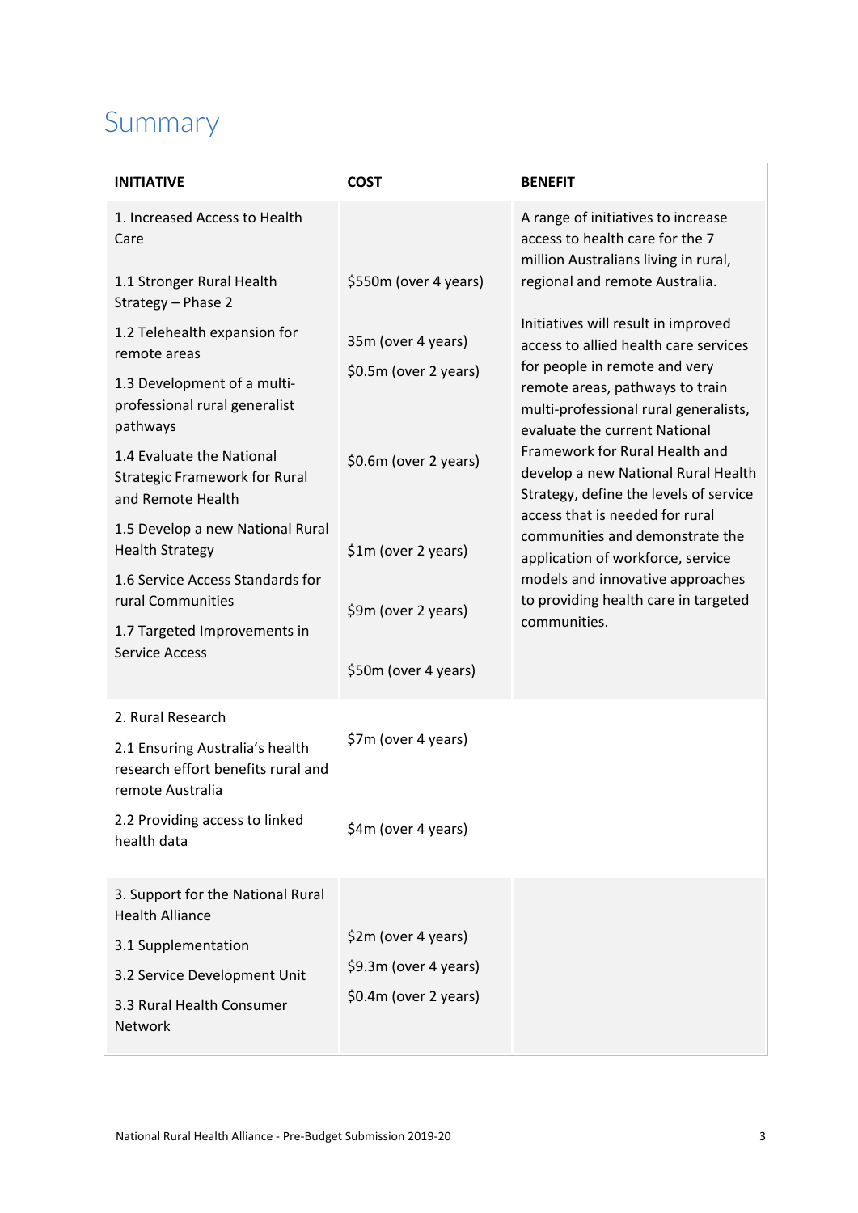# Summary

| INITIATIVE | COST | BENEFIT |
|---|---|---|
| 1. Increased Access to Health Care | | A range of initiatives to increase access to health care for the 7 million Australians living in rural, regional and remote Australia. |
| 1.1 Stronger Rural Health Strategy – Phase 2 | $550m (over 4 years) | |
| 1.2 Telehealth expansion for remote areas | 35m (over 4 years) | Initiatives will result in improved access to allied health care services for people in remote and very remote areas, pathways to train multi-professional rural generalists, evaluate the current National Framework for Rural Health and develop a new National Rural Health Strategy, define the levels of service access that is needed for rural communities and demonstrate the application of workforce, service models and innovative approaches to providing health care in targeted communities. |
| 1.3 Development of a multi-professional rural generalist pathways | $0.5m (over 2 years) | |
| 1.4 Evaluate the National Strategic Framework for Rural and Remote Health | $0.6m (over 2 years) | |
| 1.5 Develop a new National Rural Health Strategy | $1m (over 2 years) | |
| 1.6 Service Access Standards for rural Communities | $9m (over 2 years) | |
| 1.7 Targeted Improvements in Service Access | $50m (over 4 years) | |
| 2. Rural Research | | |
| 2.1 Ensuring Australia's health research effort benefits rural and remote Australia | $7m (over 4 years) | |
| 2.2 Providing access to linked health data | $4m (over 4 years) | |
| 3. Support for the National Rural Health Alliance | | |
| 3.1 Supplementation | $2m (over 4 years) | |
| 3.2 Service Development Unit | $9.3m (over 4 years) | |
| 3.3 Rural Health Consumer Network | $0.4m (over 2 years) | |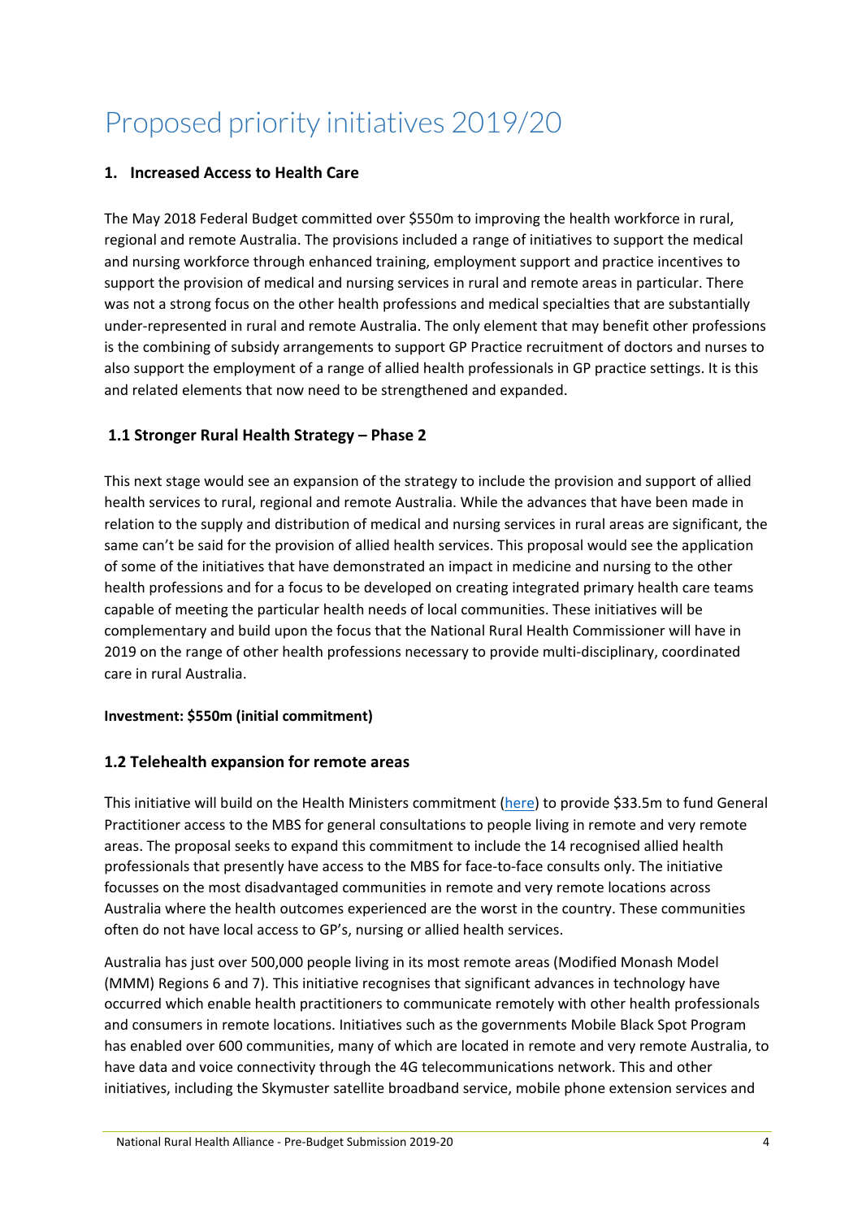# Proposed priority initiatives 2019/20

## 1. Increased Access to Health Care

The May 2018 Federal Budget committed over $550m to improving the health workforce in rural, regional and remote Australia. The provisions included a range of initiatives to support the medical and nursing workforce through enhanced training, employment support and practice incentives to support the provision of medical and nursing services in rural and remote areas in particular. There was not a strong focus on the other health professions and medical specialties that are substantially under-represented in rural and remote Australia. The only element that may benefit other professions is the combining of subsidy arrangements to support GP Practice recruitment of doctors and nurses to also support the employment of a range of allied health professionals in GP practice settings. It is this and related elements that now need to be strengthened and expanded.

### 1.1 Stronger Rural Health Strategy – Phase 2

This next stage would see an expansion of the strategy to include the provision and support of allied health services to rural, regional and remote Australia. While the advances that have been made in relation to the supply and distribution of medical and nursing services in rural areas are significant, the same can't be said for the provision of allied health services. This proposal would see the application of some of the initiatives that have demonstrated an impact in medicine and nursing to the other health professions and for a focus to be developed on creating integrated primary health care teams capable of meeting the particular health needs of local communities. These initiatives will be complementary and build upon the focus that the National Rural Health Commissioner will have in 2019 on the range of other health professions necessary to provide multi-disciplinary, coordinated care in rural Australia.

**Investment: $550m (initial commitment)**

### 1.2 Telehealth expansion for remote areas

This initiative will build on the Health Ministers commitment (here) to provide $33.5m to fund General Practitioner access to the MBS for general consultations to people living in remote and very remote areas. The proposal seeks to expand this commitment to include the 14 recognised allied health professionals that presently have access to the MBS for face-to-face consults only. The initiative focusses on the most disadvantaged communities in remote and very remote locations across Australia where the health outcomes experienced are the worst in the country. These communities often do not have local access to GP's, nursing or allied health services.

Australia has just over 500,000 people living in its most remote areas (Modified Monash Model (MMM) Regions 6 and 7). This initiative recognises that significant advances in technology have occurred which enable health practitioners to communicate remotely with other health professionals and consumers in remote locations. Initiatives such as the governments Mobile Black Spot Program has enabled over 600 communities, many of which are located in remote and very remote Australia, to have data and voice connectivity through the 4G telecommunications network. This and other initiatives, including the Skymuster satellite broadband service, mobile phone extension services and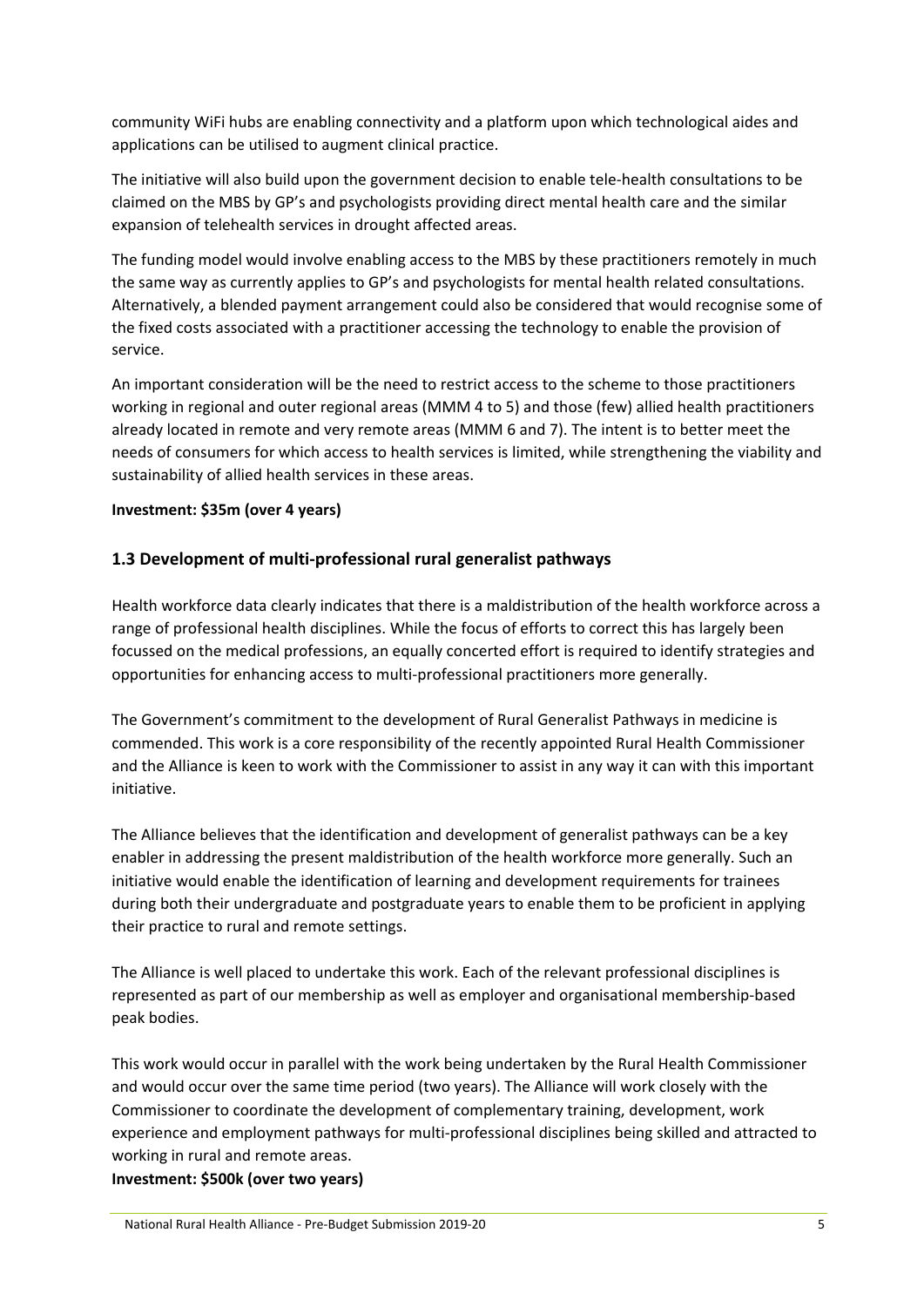community WiFi hubs are enabling connectivity and a platform upon which technological aides and applications can be utilised to augment clinical practice.

The initiative will also build upon the government decision to enable tele-health consultations to be claimed on the MBS by GP's and psychologists providing direct mental health care and the similar expansion of telehealth services in drought affected areas.

The funding model would involve enabling access to the MBS by these practitioners remotely in much the same way as currently applies to GP's and psychologists for mental health related consultations. Alternatively, a blended payment arrangement could also be considered that would recognise some of the fixed costs associated with a practitioner accessing the technology to enable the provision of service.

An important consideration will be the need to restrict access to the scheme to those practitioners working in regional and outer regional areas (MMM 4 to 5) and those (few) allied health practitioners already located in remote and very remote areas (MMM 6 and 7). The intent is to better meet the needs of consumers for which access to health services is limited, while strengthening the viability and sustainability of allied health services in these areas.

**Investment: $35m (over 4 years)**

### 1.3 Development of multi-professional rural generalist pathways

Health workforce data clearly indicates that there is a maldistribution of the health workforce across a range of professional health disciplines. While the focus of efforts to correct this has largely been focussed on the medical professions, an equally concerted effort is required to identify strategies and opportunities for enhancing access to multi-professional practitioners more generally.

The Government's commitment to the development of Rural Generalist Pathways in medicine is commended. This work is a core responsibility of the recently appointed Rural Health Commissioner and the Alliance is keen to work with the Commissioner to assist in any way it can with this important initiative.

The Alliance believes that the identification and development of generalist pathways can be a key enabler in addressing the present maldistribution of the health workforce more generally. Such an initiative would enable the identification of learning and development requirements for trainees during both their undergraduate and postgraduate years to enable them to be proficient in applying their practice to rural and remote settings.

The Alliance is well placed to undertake this work. Each of the relevant professional disciplines is represented as part of our membership as well as employer and organisational membership-based peak bodies.

This work would occur in parallel with the work being undertaken by the Rural Health Commissioner and would occur over the same time period (two years). The Alliance will work closely with the Commissioner to coordinate the development of complementary training, development, work experience and employment pathways for multi-professional disciplines being skilled and attracted to working in rural and remote areas.

**Investment: $500k (over two years)**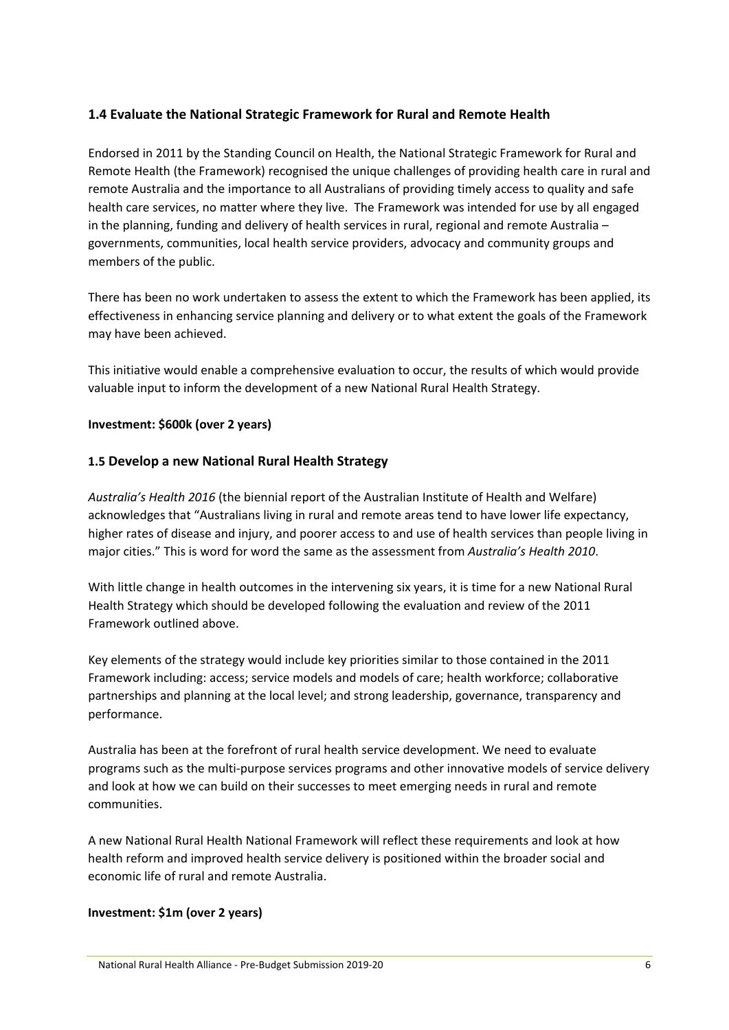### 1.4 Evaluate the National Strategic Framework for Rural and Remote Health

Endorsed in 2011 by the Standing Council on Health, the National Strategic Framework for Rural and Remote Health (the Framework) recognised the unique challenges of providing health care in rural and remote Australia and the importance to all Australians of providing timely access to quality and safe health care services, no matter where they live. The Framework was intended for use by all engaged in the planning, funding and delivery of health services in rural, regional and remote Australia – governments, communities, local health service providers, advocacy and community groups and members of the public.

There has been no work undertaken to assess the extent to which the Framework has been applied, its effectiveness in enhancing service planning and delivery or to what extent the goals of the Framework may have been achieved.

This initiative would enable a comprehensive evaluation to occur, the results of which would provide valuable input to inform the development of a new National Rural Health Strategy.

**Investment: $600k (over 2 years)**

### 1.5 Develop a new National Rural Health Strategy

*Australia's Health 2016* (the biennial report of the Australian Institute of Health and Welfare) acknowledges that "Australians living in rural and remote areas tend to have lower life expectancy, higher rates of disease and injury, and poorer access to and use of health services than people living in major cities." This is word for word the same as the assessment from *Australia's Health 2010*.

With little change in health outcomes in the intervening six years, it is time for a new National Rural Health Strategy which should be developed following the evaluation and review of the 2011 Framework outlined above.

Key elements of the strategy would include key priorities similar to those contained in the 2011 Framework including: access; service models and models of care; health workforce; collaborative partnerships and planning at the local level; and strong leadership, governance, transparency and performance.

Australia has been at the forefront of rural health service development. We need to evaluate programs such as the multi-purpose services programs and other innovative models of service delivery and look at how we can build on their successes to meet emerging needs in rural and remote communities.

A new National Rural Health National Framework will reflect these requirements and look at how health reform and improved health service delivery is positioned within the broader social and economic life of rural and remote Australia.

**Investment: $1m (over 2 years)**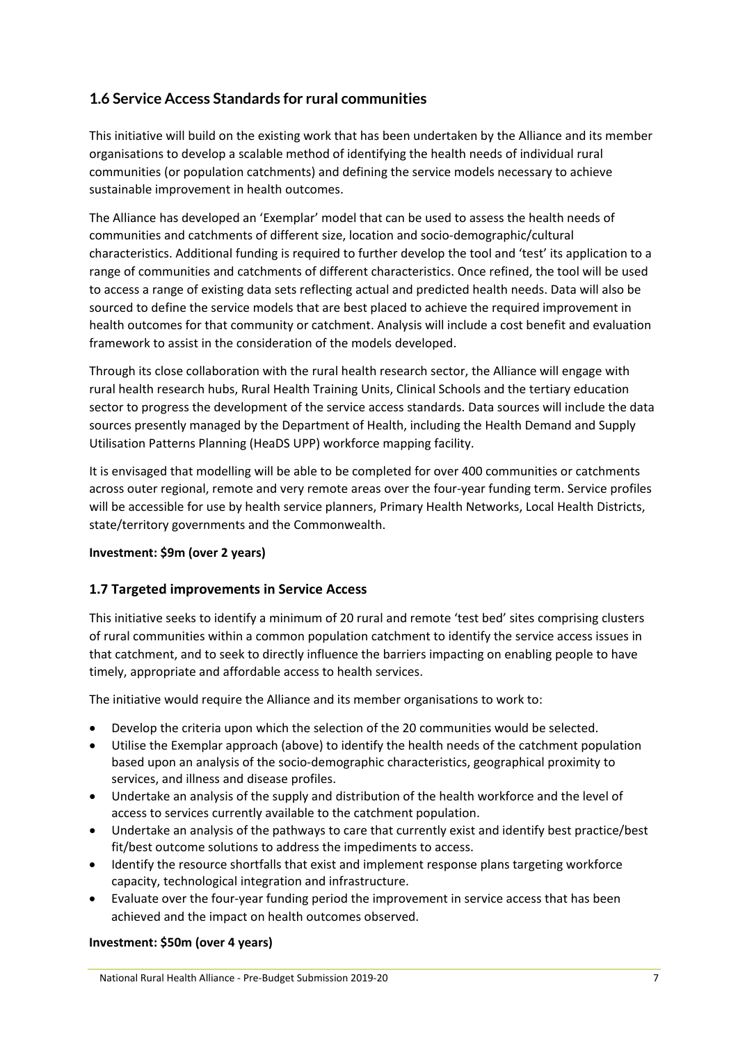## 1.6 Service Access Standards for rural communities

This initiative will build on the existing work that has been undertaken by the Alliance and its member organisations to develop a scalable method of identifying the health needs of individual rural communities (or population catchments) and defining the service models necessary to achieve sustainable improvement in health outcomes.

The Alliance has developed an 'Exemplar' model that can be used to assess the health needs of communities and catchments of different size, location and socio-demographic/cultural characteristics. Additional funding is required to further develop the tool and 'test' its application to a range of communities and catchments of different characteristics. Once refined, the tool will be used to access a range of existing data sets reflecting actual and predicted health needs. Data will also be sourced to define the service models that are best placed to achieve the required improvement in health outcomes for that community or catchment. Analysis will include a cost benefit and evaluation framework to assist in the consideration of the models developed.

Through its close collaboration with the rural health research sector, the Alliance will engage with rural health research hubs, Rural Health Training Units, Clinical Schools and the tertiary education sector to progress the development of the service access standards. Data sources will include the data sources presently managed by the Department of Health, including the Health Demand and Supply Utilisation Patterns Planning (HeaDS UPP) workforce mapping facility.

It is envisaged that modelling will be able to be completed for over 400 communities or catchments across outer regional, remote and very remote areas over the four-year funding term. Service profiles will be accessible for use by health service planners, Primary Health Networks, Local Health Districts, state/territory governments and the Commonwealth.

**Investment: $9m (over 2 years)**

## 1.7 Targeted improvements in Service Access

This initiative seeks to identify a minimum of 20 rural and remote 'test bed' sites comprising clusters of rural communities within a common population catchment to identify the service access issues in that catchment, and to seek to directly influence the barriers impacting on enabling people to have timely, appropriate and affordable access to health services.

The initiative would require the Alliance and its member organisations to work to:

- Develop the criteria upon which the selection of the 20 communities would be selected.
- Utilise the Exemplar approach (above) to identify the health needs of the catchment population based upon an analysis of the socio-demographic characteristics, geographical proximity to services, and illness and disease profiles.
- Undertake an analysis of the supply and distribution of the health workforce and the level of access to services currently available to the catchment population.
- Undertake an analysis of the pathways to care that currently exist and identify best practice/best fit/best outcome solutions to address the impediments to access.
- Identify the resource shortfalls that exist and implement response plans targeting workforce capacity, technological integration and infrastructure.
- Evaluate over the four-year funding period the improvement in service access that has been achieved and the impact on health outcomes observed.

**Investment: $50m (over 4 years)**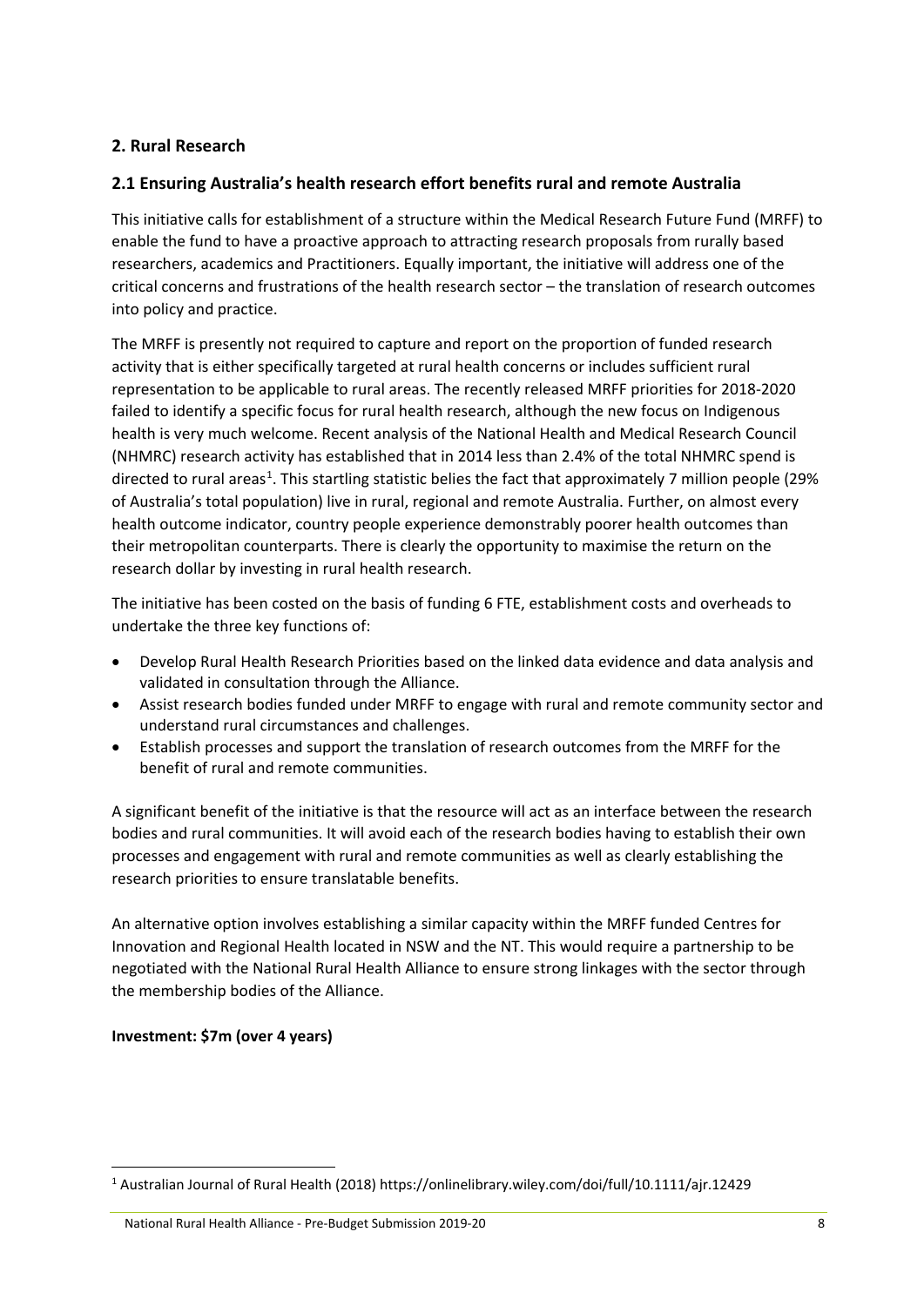## 2. Rural Research

### 2.1 Ensuring Australia's health research effort benefits rural and remote Australia

This initiative calls for establishment of a structure within the Medical Research Future Fund (MRFF) to enable the fund to have a proactive approach to attracting research proposals from rurally based researchers, academics and Practitioners. Equally important, the initiative will address one of the critical concerns and frustrations of the health research sector – the translation of research outcomes into policy and practice.

The MRFF is presently not required to capture and report on the proportion of funded research activity that is either specifically targeted at rural health concerns or includes sufficient rural representation to be applicable to rural areas. The recently released MRFF priorities for 2018-2020 failed to identify a specific focus for rural health research, although the new focus on Indigenous health is very much welcome. Recent analysis of the National Health and Medical Research Council (NHMRC) research activity has established that in 2014 less than 2.4% of the total NHMRC spend is directed to rural areas[1]. This startling statistic belies the fact that approximately 7 million people (29% of Australia's total population) live in rural, regional and remote Australia. Further, on almost every health outcome indicator, country people experience demonstrably poorer health outcomes than their metropolitan counterparts. There is clearly the opportunity to maximise the return on the research dollar by investing in rural health research.

The initiative has been costed on the basis of funding 6 FTE, establishment costs and overheads to undertake the three key functions of:

- Develop Rural Health Research Priorities based on the linked data evidence and data analysis and validated in consultation through the Alliance.
- Assist research bodies funded under MRFF to engage with rural and remote community sector and understand rural circumstances and challenges.
- Establish processes and support the translation of research outcomes from the MRFF for the benefit of rural and remote communities.

A significant benefit of the initiative is that the resource will act as an interface between the research bodies and rural communities. It will avoid each of the research bodies having to establish their own processes and engagement with rural and remote communities as well as clearly establishing the research priorities to ensure translatable benefits.

An alternative option involves establishing a similar capacity within the MRFF funded Centres for Innovation and Regional Health located in NSW and the NT. This would require a partnership to be negotiated with the National Rural Health Alliance to ensure strong linkages with the sector through the membership bodies of the Alliance.

**Investment: $7m (over 4 years)**

[1] Australian Journal of Rural Health (2018) https://onlinelibrary.wiley.com/doi/full/10.1111/ajr.12429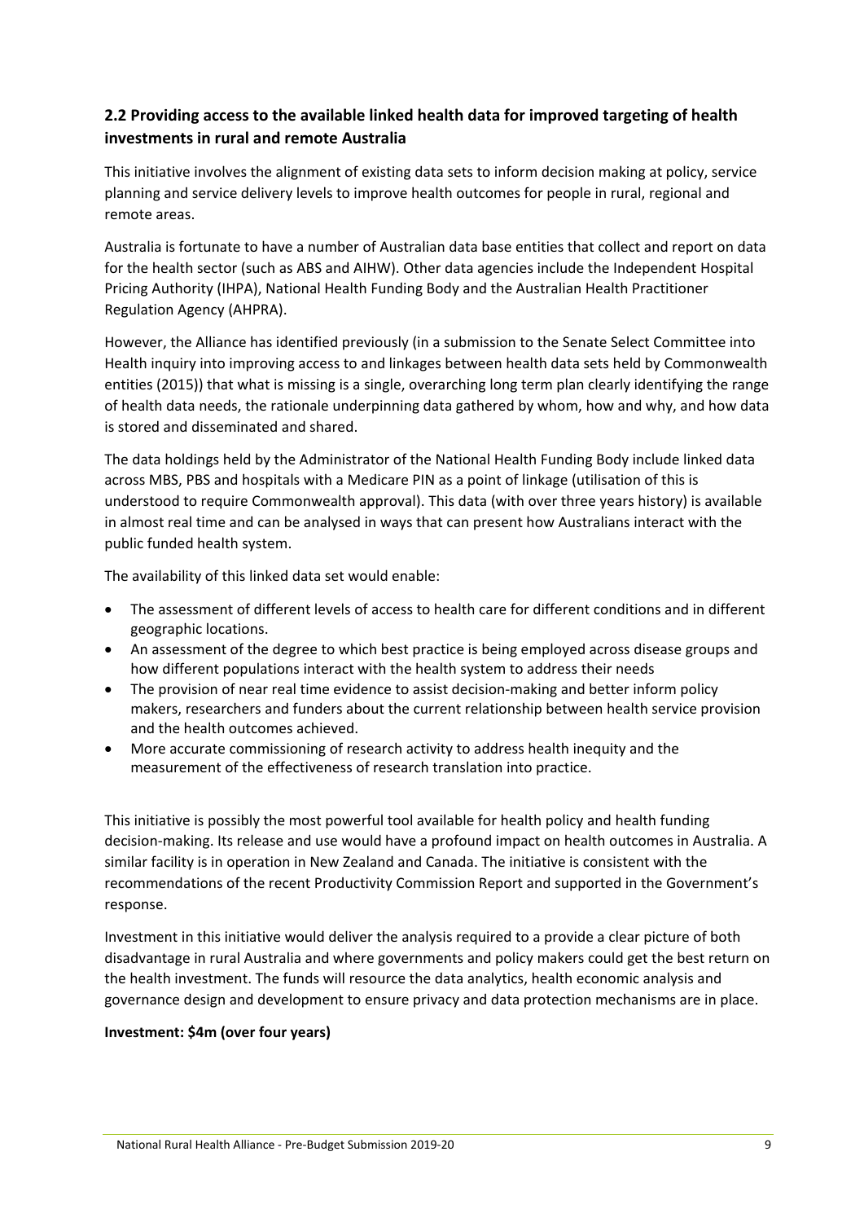## 2.2 Providing access to the available linked health data for improved targeting of health investments in rural and remote Australia

This initiative involves the alignment of existing data sets to inform decision making at policy, service planning and service delivery levels to improve health outcomes for people in rural, regional and remote areas.

Australia is fortunate to have a number of Australian data base entities that collect and report on data for the health sector (such as ABS and AIHW). Other data agencies include the Independent Hospital Pricing Authority (IHPA), National Health Funding Body and the Australian Health Practitioner Regulation Agency (AHPRA).

However, the Alliance has identified previously (in a submission to the Senate Select Committee into Health inquiry into improving access to and linkages between health data sets held by Commonwealth entities (2015)) that what is missing is a single, overarching long term plan clearly identifying the range of health data needs, the rationale underpinning data gathered by whom, how and why, and how data is stored and disseminated and shared.

The data holdings held by the Administrator of the National Health Funding Body include linked data across MBS, PBS and hospitals with a Medicare PIN as a point of linkage (utilisation of this is understood to require Commonwealth approval). This data (with over three years history) is available in almost real time and can be analysed in ways that can present how Australians interact with the public funded health system.

The availability of this linked data set would enable:

- The assessment of different levels of access to health care for different conditions and in different geographic locations.
- An assessment of the degree to which best practice is being employed across disease groups and how different populations interact with the health system to address their needs
- The provision of near real time evidence to assist decision-making and better inform policy makers, researchers and funders about the current relationship between health service provision and the health outcomes achieved.
- More accurate commissioning of research activity to address health inequity and the measurement of the effectiveness of research translation into practice.

This initiative is possibly the most powerful tool available for health policy and health funding decision-making. Its release and use would have a profound impact on health outcomes in Australia. A similar facility is in operation in New Zealand and Canada. The initiative is consistent with the recommendations of the recent Productivity Commission Report and supported in the Government's response.

Investment in this initiative would deliver the analysis required to a provide a clear picture of both disadvantage in rural Australia and where governments and policy makers could get the best return on the health investment. The funds will resource the data analytics, health economic analysis and governance design and development to ensure privacy and data protection mechanisms are in place.

**Investment: $4m (over four years)**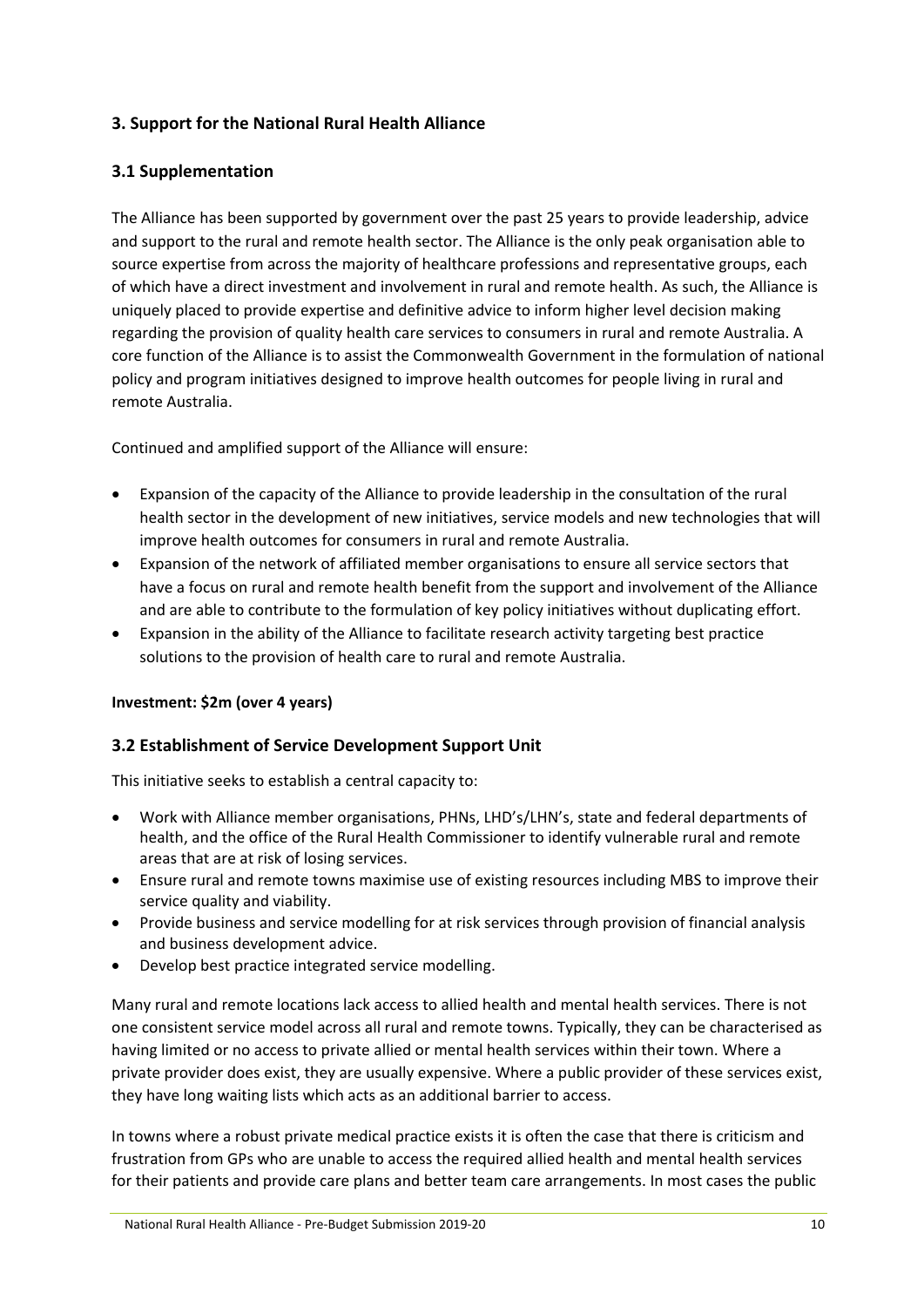## 3. Support for the National Rural Health Alliance

### 3.1 Supplementation

The Alliance has been supported by government over the past 25 years to provide leadership, advice and support to the rural and remote health sector. The Alliance is the only peak organisation able to source expertise from across the majority of healthcare professions and representative groups, each of which have a direct investment and involvement in rural and remote health. As such, the Alliance is uniquely placed to provide expertise and definitive advice to inform higher level decision making regarding the provision of quality health care services to consumers in rural and remote Australia. A core function of the Alliance is to assist the Commonwealth Government in the formulation of national policy and program initiatives designed to improve health outcomes for people living in rural and remote Australia.

Continued and amplified support of the Alliance will ensure:

- Expansion of the capacity of the Alliance to provide leadership in the consultation of the rural health sector in the development of new initiatives, service models and new technologies that will improve health outcomes for consumers in rural and remote Australia.
- Expansion of the network of affiliated member organisations to ensure all service sectors that have a focus on rural and remote health benefit from the support and involvement of the Alliance and are able to contribute to the formulation of key policy initiatives without duplicating effort.
- Expansion in the ability of the Alliance to facilitate research activity targeting best practice solutions to the provision of health care to rural and remote Australia.

**Investment: $2m (over 4 years)**

### 3.2 Establishment of Service Development Support Unit

This initiative seeks to establish a central capacity to:

- Work with Alliance member organisations, PHNs, LHD's/LHN's, state and federal departments of health, and the office of the Rural Health Commissioner to identify vulnerable rural and remote areas that are at risk of losing services.
- Ensure rural and remote towns maximise use of existing resources including MBS to improve their service quality and viability.
- Provide business and service modelling for at risk services through provision of financial analysis and business development advice.
- Develop best practice integrated service modelling.

Many rural and remote locations lack access to allied health and mental health services. There is not one consistent service model across all rural and remote towns. Typically, they can be characterised as having limited or no access to private allied or mental health services within their town. Where a private provider does exist, they are usually expensive. Where a public provider of these services exist, they have long waiting lists which acts as an additional barrier to access.

In towns where a robust private medical practice exists it is often the case that there is criticism and frustration from GPs who are unable to access the required allied health and mental health services for their patients and provide care plans and better team care arrangements. In most cases the public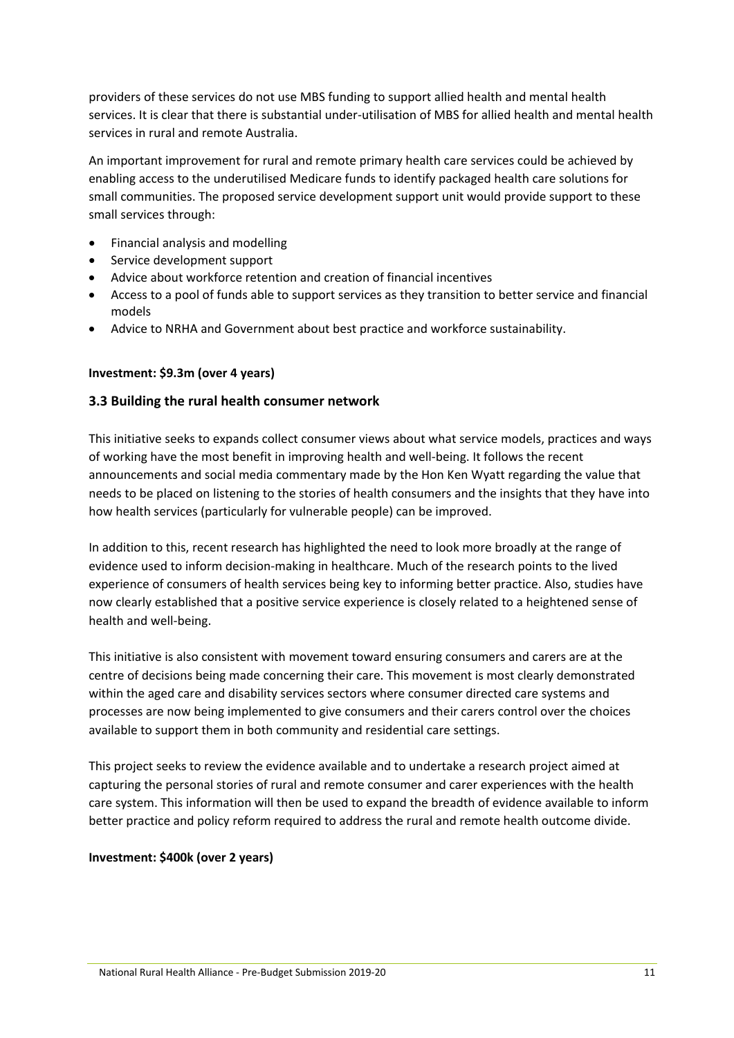providers of these services do not use MBS funding to support allied health and mental health services. It is clear that there is substantial under-utilisation of MBS for allied health and mental health services in rural and remote Australia.

An important improvement for rural and remote primary health care services could be achieved by enabling access to the underutilised Medicare funds to identify packaged health care solutions for small communities. The proposed service development support unit would provide support to these small services through:

- Financial analysis and modelling
- Service development support
- Advice about workforce retention and creation of financial incentives
- Access to a pool of funds able to support services as they transition to better service and financial models
- Advice to NRHA and Government about best practice and workforce sustainability.

**Investment: $9.3m (over 4 years)**

### 3.3 Building the rural health consumer network

This initiative seeks to expands collect consumer views about what service models, practices and ways of working have the most benefit in improving health and well-being. It follows the recent announcements and social media commentary made by the Hon Ken Wyatt regarding the value that needs to be placed on listening to the stories of health consumers and the insights that they have into how health services (particularly for vulnerable people) can be improved.

In addition to this, recent research has highlighted the need to look more broadly at the range of evidence used to inform decision-making in healthcare. Much of the research points to the lived experience of consumers of health services being key to informing better practice. Also, studies have now clearly established that a positive service experience is closely related to a heightened sense of health and well-being.

This initiative is also consistent with movement toward ensuring consumers and carers are at the centre of decisions being made concerning their care. This movement is most clearly demonstrated within the aged care and disability services sectors where consumer directed care systems and processes are now being implemented to give consumers and their carers control over the choices available to support them in both community and residential care settings.

This project seeks to review the evidence available and to undertake a research project aimed at capturing the personal stories of rural and remote consumer and carer experiences with the health care system. This information will then be used to expand the breadth of evidence available to inform better practice and policy reform required to address the rural and remote health outcome divide.

**Investment: $400k (over 2 years)**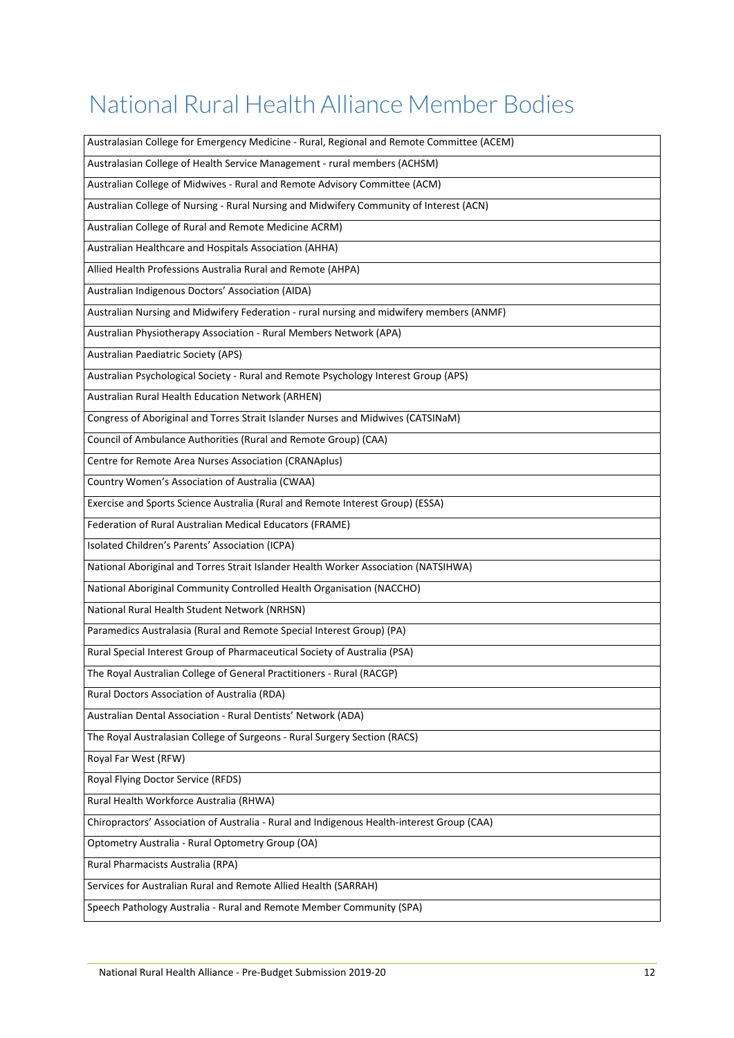# National Rural Health Alliance Member Bodies

| |
|---|
| Australasian College for Emergency Medicine - Rural, Regional and Remote Committee (ACEM) |
| Australasian College of Health Service Management - rural members (ACHSM) |
| Australian College of Midwives - Rural and Remote Advisory Committee (ACM) |
| Australian College of Nursing - Rural Nursing and Midwifery Community of Interest (ACN) |
| Australian College of Rural and Remote Medicine ACRM) |
| Australian Healthcare and Hospitals Association (AHHA) |
| Allied Health Professions Australia Rural and Remote (AHPA) |
| Australian Indigenous Doctors' Association (AIDA) |
| Australian Nursing and Midwifery Federation - rural nursing and midwifery members (ANMF) |
| Australian Physiotherapy Association - Rural Members Network (APA) |
| Australian Paediatric Society (APS) |
| Australian Psychological Society - Rural and Remote Psychology Interest Group (APS) |
| Australian Rural Health Education Network (ARHEN) |
| Congress of Aboriginal and Torres Strait Islander Nurses and Midwives (CATSINaM) |
| Council of Ambulance Authorities (Rural and Remote Group) (CAA) |
| Centre for Remote Area Nurses Association (CRANAplus) |
| Country Women's Association of Australia (CWAA) |
| Exercise and Sports Science Australia (Rural and Remote Interest Group) (ESSA) |
| Federation of Rural Australian Medical Educators (FRAME) |
| Isolated Children's Parents' Association (ICPA) |
| National Aboriginal and Torres Strait Islander Health Worker Association (NATSIHWA) |
| National Aboriginal Community Controlled Health Organisation (NACCHO) |
| National Rural Health Student Network (NRHSN) |
| Paramedics Australasia (Rural and Remote Special Interest Group) (PA) |
| Rural Special Interest Group of Pharmaceutical Society of Australia (PSA) |
| The Royal Australian College of General Practitioners - Rural (RACGP) |
| Rural Doctors Association of Australia (RDA) |
| Australian Dental Association - Rural Dentists' Network (ADA) |
| The Royal Australasian College of Surgeons - Rural Surgery Section (RACS) |
| Royal Far West (RFW) |
| Royal Flying Doctor Service (RFDS) |
| Rural Health Workforce Australia (RHWA) |
| Chiropractors' Association of Australia - Rural and Indigenous Health-interest Group (CAA) |
| Optometry Australia - Rural Optometry Group (OA) |
| Rural Pharmacists Australia (RPA) |
| Services for Australian Rural and Remote Allied Health (SARRAH) |
| Speech Pathology Australia - Rural and Remote Member Community (SPA) |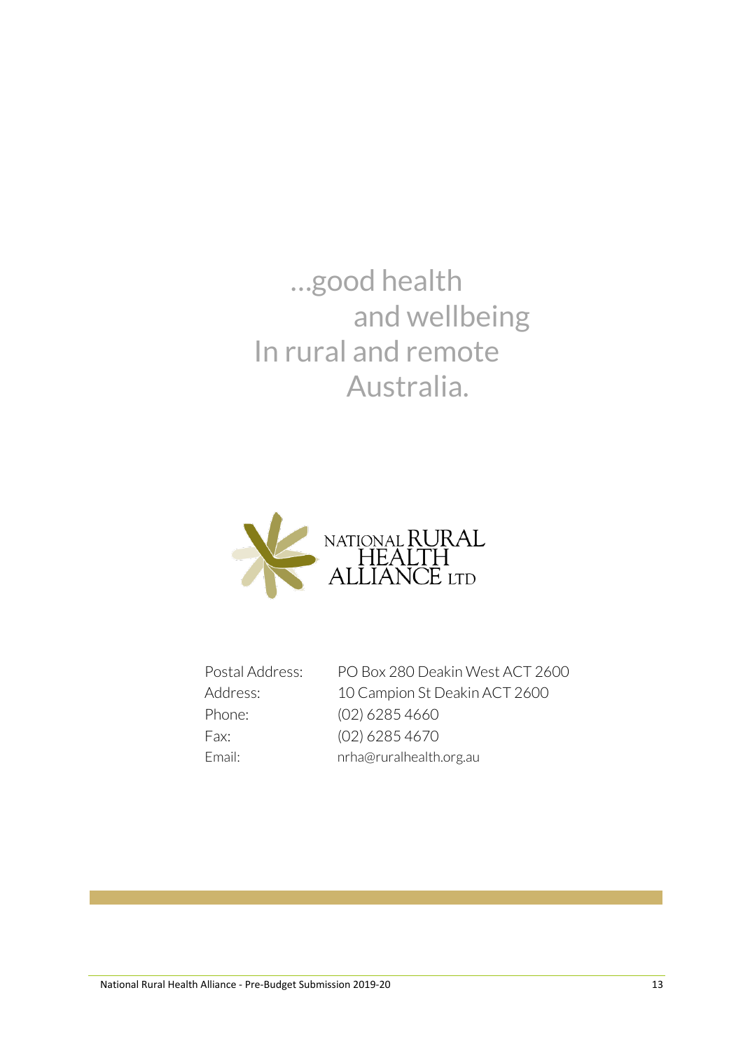...good health
and wellbeing
In rural and remote
Australia.

NATIONAL RURAL
HEALTH
ALLIANCE LTD

| | |
|---|---|
| Postal Address: | PO Box 280 Deakin West ACT 2600 |
| Address: | 10 Campion St Deakin ACT 2600 |
| Phone: | (02) 6285 4660 |
| Fax: | (02) 6285 4670 |
| Email: | nrha@ruralhealth.org.au |